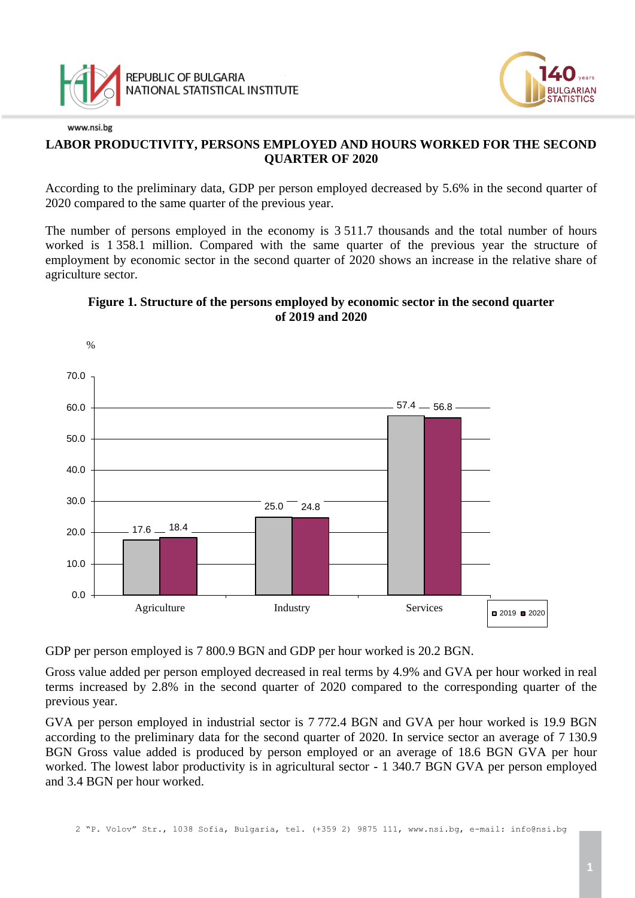# LABOR PRODUCTIVITY, PERSONS EMPLOYED AND HOURS WORKED FOR THE SECOND QUARTER OF 2020

According to the preliminary data, GDP per person employed decreased by 5.6% in the second quarter of 2020 compared to the same quarter of the previous year.

The number of persons employed in the economy is 3 511.7 thousands and the total number of hours worked is 1 358.1 million. Compared with the same quarter of the previous year the structure of employment by economic sector in the second quarter of 2020 shows an increase in the relative share of agriculture sector.

**Figure 1. Structure of the persons employed by economic sector in the second quarter of 2020 and 2020**

| % | 2019 | 2020 |
|---|---|---|
| Agriculture | 17.6 | 18.4 |
| Industry | 25.0 | 24.8 |
| Services | 57.4 | 56.8 |

GDP per person employed is 7 800.9 BGN and GDP per hour worked is 20.2 BGN.

Gross value added per person employed decreased in real terms by 4.9% and GVA per hour worked in real terms increased by 2.8% in the second quarter of 2020 compared to the corresponding quarter of the previous year.

GVA per person employed in industrial sector is 7 772.4 BGN and GVA per hour worked is 19.9 BGN according to the preliminary data for the second quarter of 2020. In service sector an average of 7 130.9 BGN Gross value added is produced by person employed or an average of 18.6 BGN GVA per hour worked. The lowest labor productivity is in agricultural sector - 1 340.7 BGN GVA per person employed and 3.4 BGN per hour worked.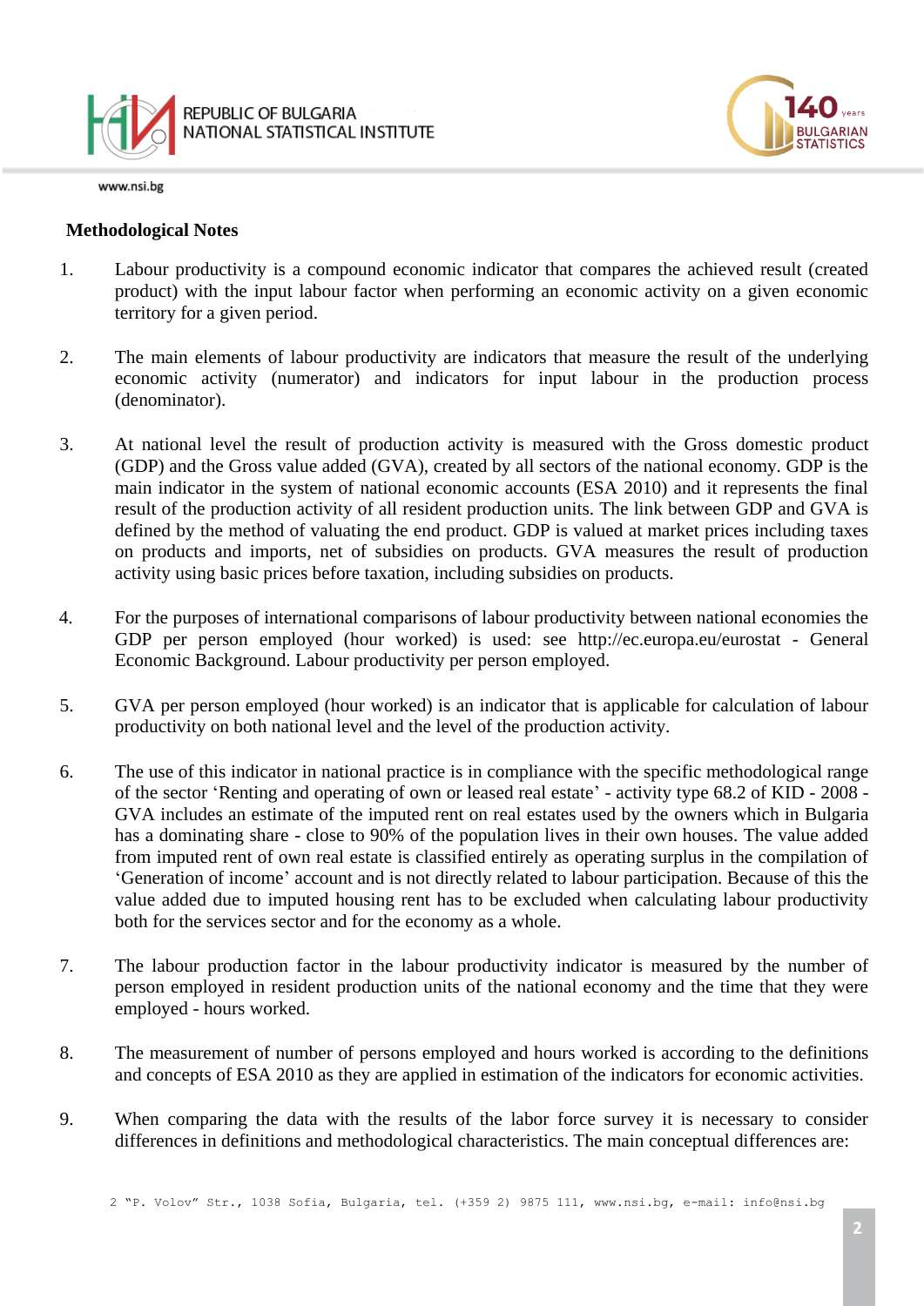**Methodological Notes**

1. Labour productivity is a compound economic indicator that compares the achieved result (created product) with the input labour factor when performing an economic activity on a given economic territory for a given period.

2. The main elements of labour productivity are indicators that measure the result of the underlying economic activity (numerator) and indicators for input labour in the production process (denominator).

3. At national level the result of production activity is measured with the Gross domestic product (GDP) and the Gross value added (GVA), created by all sectors of the national economy. GDP is the main indicator in the system of national economic accounts (ESA 2010) and it represents the final result of the production activity of all resident production units. The link between GDP and GVA is defined by the method of valuating the end product. GDP is valued at market prices including taxes on products and imports, net of subsidies on products. GVA measures the result of production activity using basic prices before taxation, including subsidies on products.

4. For the purposes of international comparisons of labour productivity between national economies the GDP per person employed (hour worked) is used: see http://ec.europa.eu/eurostat - General Economic Background. Labour productivity per person employed.

5. GVA per person employed (hour worked) is an indicator that is applicable for calculation of labour productivity on both national level and the level of the production activity.

6. The use of this indicator in national practice is in compliance with the specific methodological range of the sector 'Renting and operating of own or leased real estate' - activity type 68.2 of KID - 2008 - GVA includes an estimate of the imputed rent on real estates used by the owners which in Bulgaria has a dominating share - close to 90% of the population lives in their own houses. The value added from imputed rent of own real estate is classified entirely as operating surplus in the compilation of 'Generation of income' account and is not directly related to labour participation. Because of this the value added due to imputed housing rent has to be excluded when calculating labour productivity both for the services sector and for the economy as a whole.

7. The labour production factor in the labour productivity indicator is measured by the number of person employed in resident production units of the national economy and the time that they were employed - hours worked.

8. The measurement of number of persons employed and hours worked is according to the definitions and concepts of ESA 2010 as they are applied in estimation of the indicators for economic activities.

9. When comparing the data with the results of the labor force survey it is necessary to consider differences in definitions and methodological characteristics. The main conceptual differences are: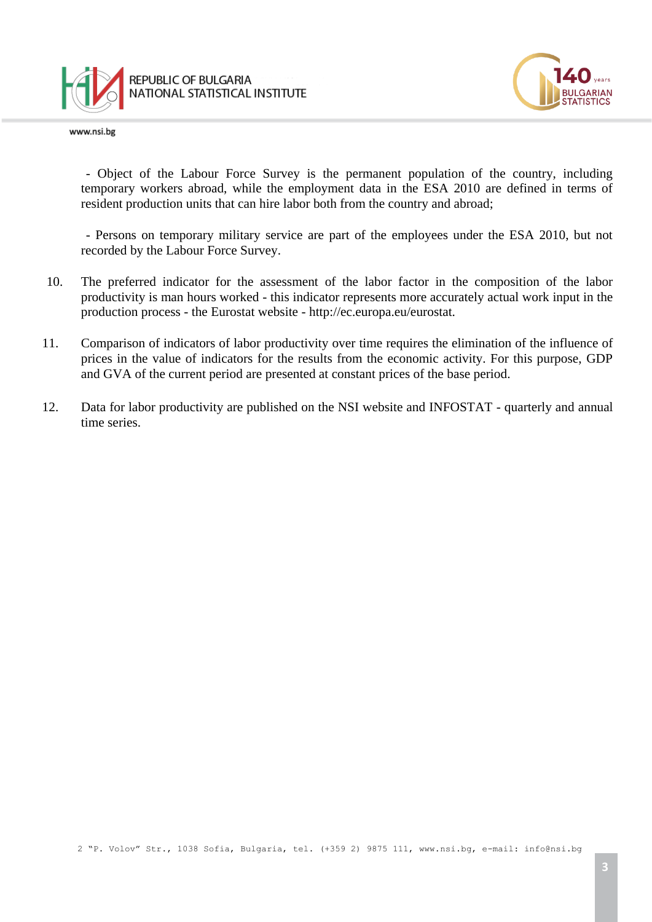- Object of the Labour Force Survey is the permanent population of the country, including temporary workers abroad, while the employment data in the ESA 2010 are defined in terms of resident production units that can hire labor both from the country and abroad;

- Persons on temporary military service are part of the employees under the ESA 2010, but not recorded by the Labour Force Survey.

10. The preferred indicator for the assessment of the labor factor in the composition of the labor productivity is man hours worked - this indicator represents more accurately actual work input in the production process - the Eurostat website - http://ec.europa.eu/eurostat.

11. Comparison of indicators of labor productivity over time requires the elimination of the influence of prices in the value of indicators for the results from the economic activity. For this purpose, GDP and GVA of the current period are presented at constant prices of the base period.

12. Data for labor productivity are published on the NSI website and INFOSTAT - quarterly and annual time series.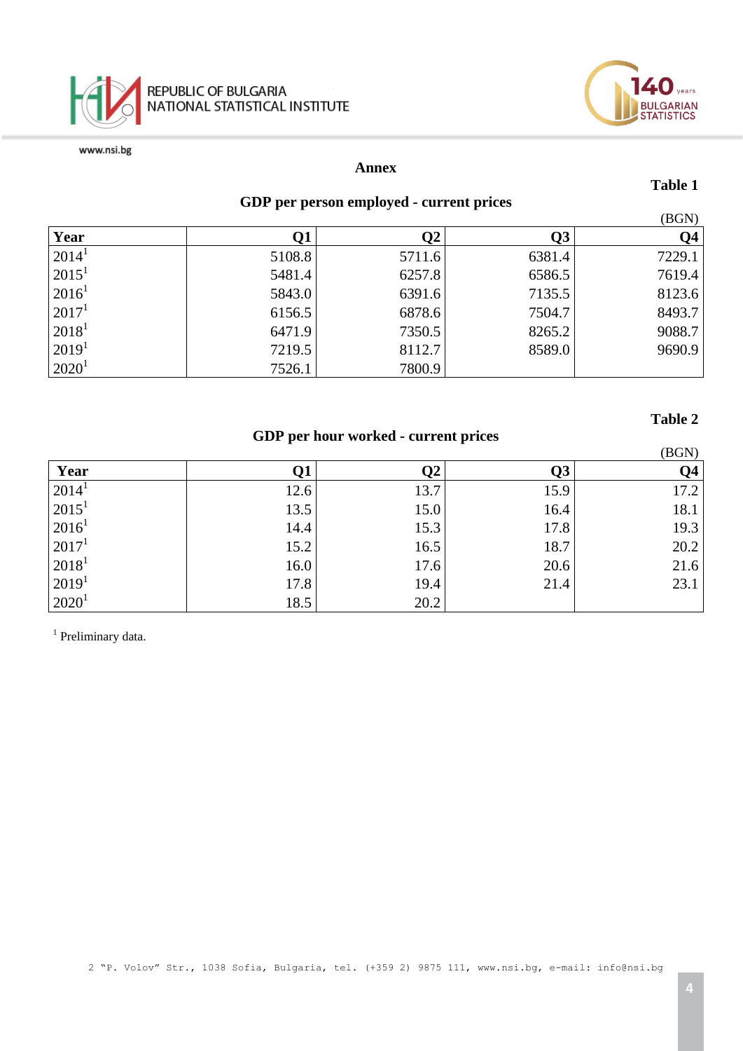## Annex

**Table 1**

### GDP per person employed - current prices

(BGN)

| Year | Q1 | Q2 | Q3 | Q4 |
|---|---|---|---|---|
| 2014[1] | 5108.8 | 5711.6 | 6381.4 | 7229.1 |
| 2015[1] | 5481.4 | 6257.8 | 6586.5 | 7619.4 |
| 2016[1] | 5843.0 | 6391.6 | 7135.5 | 8123.6 |
| 2017[1] | 6156.5 | 6878.6 | 7504.7 | 8493.7 |
| 2018[1] | 6471.9 | 7350.5 | 8265.2 | 9088.7 |
| 2019[1] | 7219.5 | 8112.7 | 8589.0 | 9690.9 |
| 2020[1] | 7526.1 | 7800.9 | | |

**Table 2**

### GDP per hour worked - current prices

(BGN)

| Year | Q1 | Q2 | Q3 | Q4 |
|---|---|---|---|---|
| 2014[1] | 12.6 | 13.7 | 15.9 | 17.2 |
| 2015[1] | 13.5 | 15.0 | 16.4 | 18.1 |
| 2016[1] | 14.4 | 15.3 | 17.8 | 19.3 |
| 2017[1] | 15.2 | 16.5 | 18.7 | 20.2 |
| 2018[1] | 16.0 | 17.6 | 20.6 | 21.6 |
| 2019[1] | 17.8 | 19.4 | 21.4 | 23.1 |
| 2020[1] | 18.5 | 20.2 | | |

[1] Preliminary data.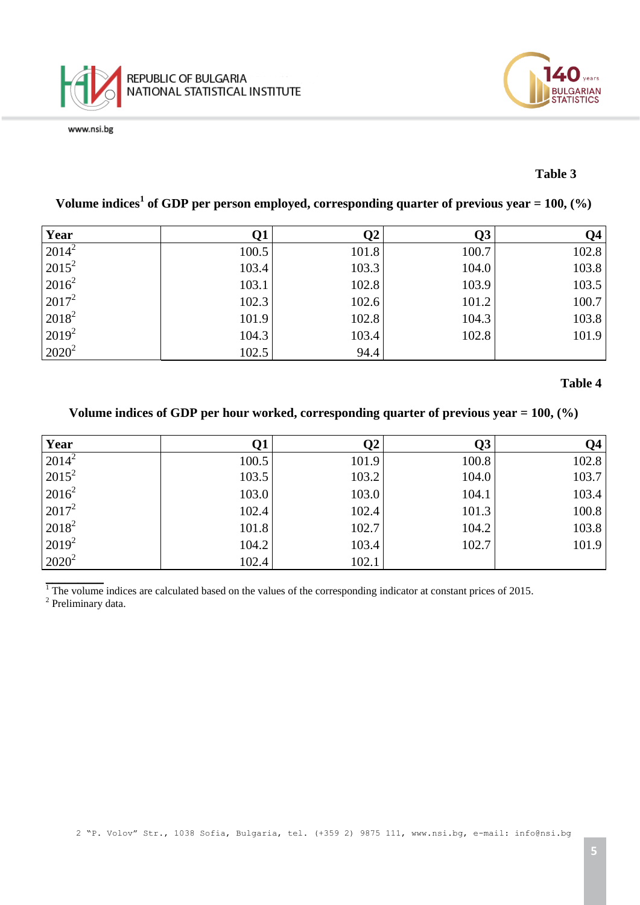**Table 3**

**Volume indices[1] of GDP per person employed, corresponding quarter of previous year = 100, (%)**

| Year | Q1 | Q2 | Q3 | Q4 |
|---|---|---|---|---|
| 2014[2] | 100.5 | 101.8 | 100.7 | 102.8 |
| 2015[2] | 103.4 | 103.3 | 104.0 | 103.8 |
| 2016[2] | 103.1 | 102.8 | 103.9 | 103.5 |
| 2017[2] | 102.3 | 102.6 | 101.2 | 100.7 |
| 2018[2] | 101.9 | 102.8 | 104.3 | 103.8 |
| 2019[2] | 104.3 | 103.4 | 102.8 | 101.9 |
| 2020[2] | 102.5 | 94.4 | | |

**Table 4**

**Volume indices of GDP per hour worked, corresponding quarter of previous year = 100, (%)**

| Year | Q1 | Q2 | Q3 | Q4 |
|---|---|---|---|---|
| 2014[2] | 100.5 | 101.9 | 100.8 | 102.8 |
| 2015[2] | 103.5 | 103.2 | 104.0 | 103.7 |
| 2016[2] | 103.0 | 103.0 | 104.1 | 103.4 |
| 2017[2] | 102.4 | 102.4 | 101.3 | 100.8 |
| 2018[2] | 101.8 | 102.7 | 104.2 | 103.8 |
| 2019[2] | 104.2 | 103.4 | 102.7 | 101.9 |
| 2020[2] | 102.4 | 102.1 | | |

[1] The volume indices are calculated based on the values of the corresponding indicator at constant prices of 2015.
[2] Preliminary data.